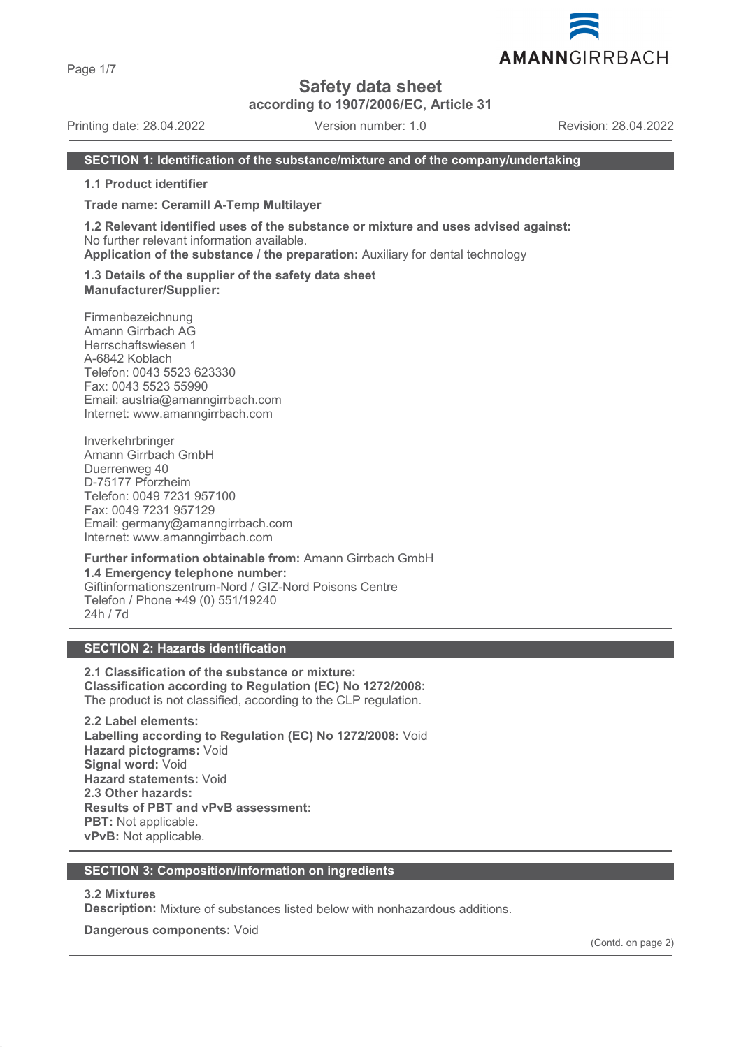# Safety data sheet

**according to 1907/2006/EC, Article 31**

Printing date: 28.04.2022 Version number: 1.0 Revision: 28.04.2022

## SECTION 1: Identification of the substance/mixture and of the company/undertaking

**1.1 Product identifier**

**Trade name: Ceramill A-Temp Multilayer**

**1.2 Relevant identified uses of the substance or mixture and uses advised against:**
No further relevant information available.
**Application of the substance / the preparation:** Auxiliary for dental technology

**1.3 Details of the supplier of the safety data sheet**
**Manufacturer/Supplier:**

Firmenbezeichnung
Amann Girrbach AG
Herrschaftswiesen 1
A-6842 Koblach
Telefon: 0043 5523 623330
Fax: 0043 5523 55990
Email: austria@amanngirrbach.com
Internet: www.amanngirrbach.com

Inverkehrbringer
Amann Girrbach GmbH
Duerrenweg 40
D-75177 Pforzheim
Telefon: 0049 7231 957100
Fax: 0049 7231 957129
Email: germany@amanngirrbach.com
Internet: www.amanngirrbach.com

**Further information obtainable from:** Amann Girrbach GmbH
**1.4 Emergency telephone number:**
Giftinformationszentrum-Nord / GIZ-Nord Poisons Centre
Telefon / Phone +49 (0) 551/19240
24h / 7d

## SECTION 2: Hazards identification

**2.1 Classification of the substance or mixture:**
**Classification according to Regulation (EC) No 1272/2008:**
The product is not classified, according to the CLP regulation.

**2.2 Label elements:**
**Labelling according to Regulation (EC) No 1272/2008:** Void
**Hazard pictograms:** Void
**Signal word:** Void
**Hazard statements:** Void
**2.3 Other hazards:**
**Results of PBT and vPvB assessment:**
**PBT:** Not applicable.
**vPvB:** Not applicable.

## SECTION 3: Composition/information on ingredients

**3.2 Mixtures**
**Description:** Mixture of substances listed below with nonhazardous additions.

**Dangerous components:** Void

(Contd. on page 2)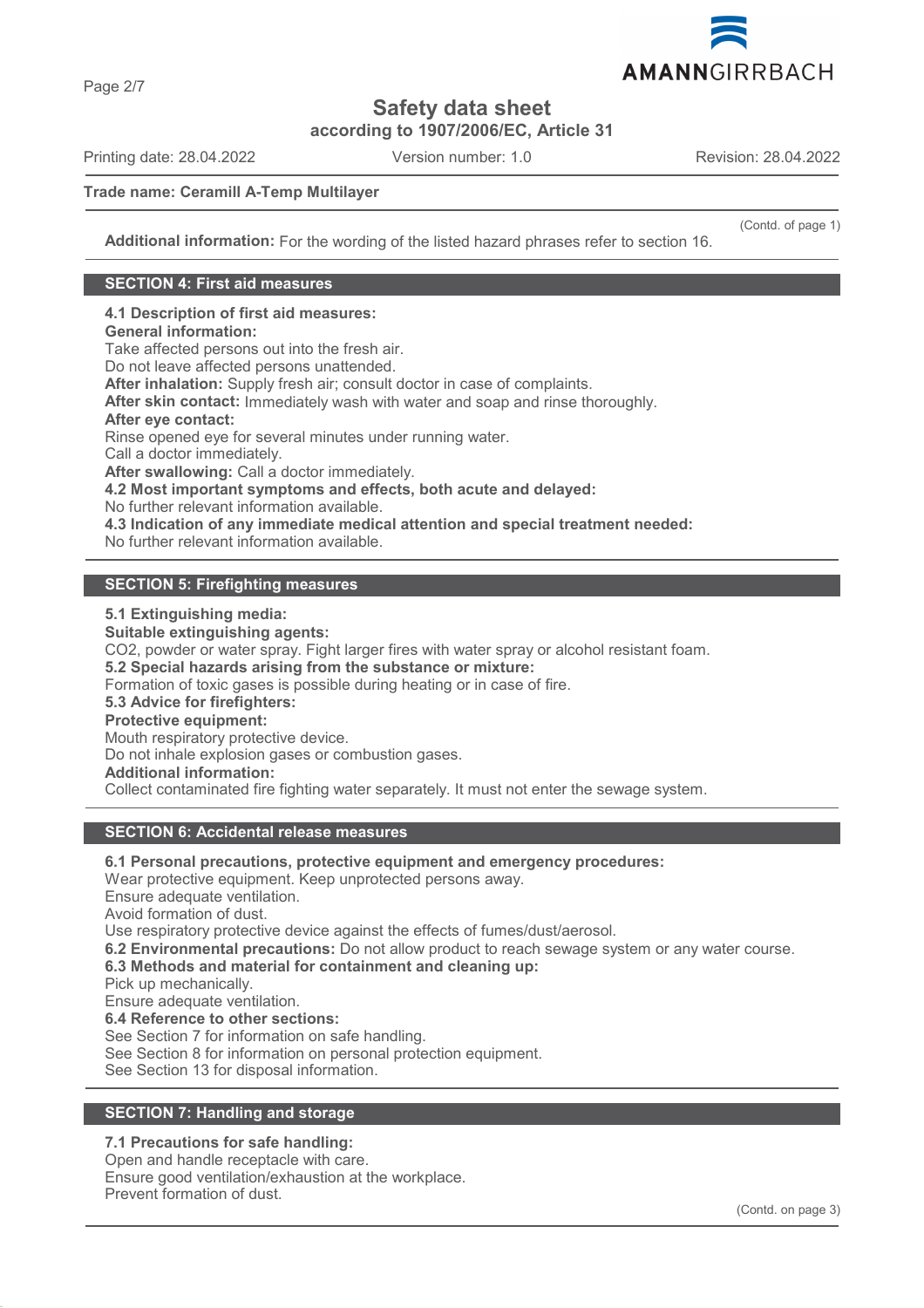Trade name: Ceramill A-Temp Multilayer

(Contd. of page 1)

**Additional information:** For the wording of the listed hazard phrases refer to section 16.

## SECTION 4: First aid measures

**4.1 Description of first aid measures:**
**General information:**
Take affected persons out into the fresh air.
Do not leave affected persons unattended.
**After inhalation:** Supply fresh air; consult doctor in case of complaints.
**After skin contact:** Immediately wash with water and soap and rinse thoroughly.
**After eye contact:**
Rinse opened eye for several minutes under running water.
Call a doctor immediately.
**After swallowing:** Call a doctor immediately.
**4.2 Most important symptoms and effects, both acute and delayed:**
No further relevant information available.
**4.3 Indication of any immediate medical attention and special treatment needed:**
No further relevant information available.

## SECTION 5: Firefighting measures

**5.1 Extinguishing media:**
**Suitable extinguishing agents:**
$CO_2$, powder or water spray. Fight larger fires with water spray or alcohol resistant foam.
**5.2 Special hazards arising from the substance or mixture:**
Formation of toxic gases is possible during heating or in case of fire.
**5.3 Advice for firefighters:**
**Protective equipment:**
Mouth respiratory protective device.
Do not inhale explosion gases or combustion gases.
**Additional information:**
Collect contaminated fire fighting water separately. It must not enter the sewage system.

## SECTION 6: Accidental release measures

**6.1 Personal precautions, protective equipment and emergency procedures:**
Wear protective equipment. Keep unprotected persons away.
Ensure adequate ventilation.
Avoid formation of dust.
Use respiratory protective device against the effects of fumes/dust/aerosol.
**6.2 Environmental precautions:** Do not allow product to reach sewage system or any water course.
**6.3 Methods and material for containment and cleaning up:**
Pick up mechanically.
Ensure adequate ventilation.
**6.4 Reference to other sections:**
See Section 7 for information on safe handling.
See Section 8 for information on personal protection equipment.
See Section 13 for disposal information.

## SECTION 7: Handling and storage

**7.1 Precautions for safe handling:**
Open and handle receptacle with care.
Ensure good ventilation/exhaustion at the workplace.
Prevent formation of dust.

(Contd. on page 3)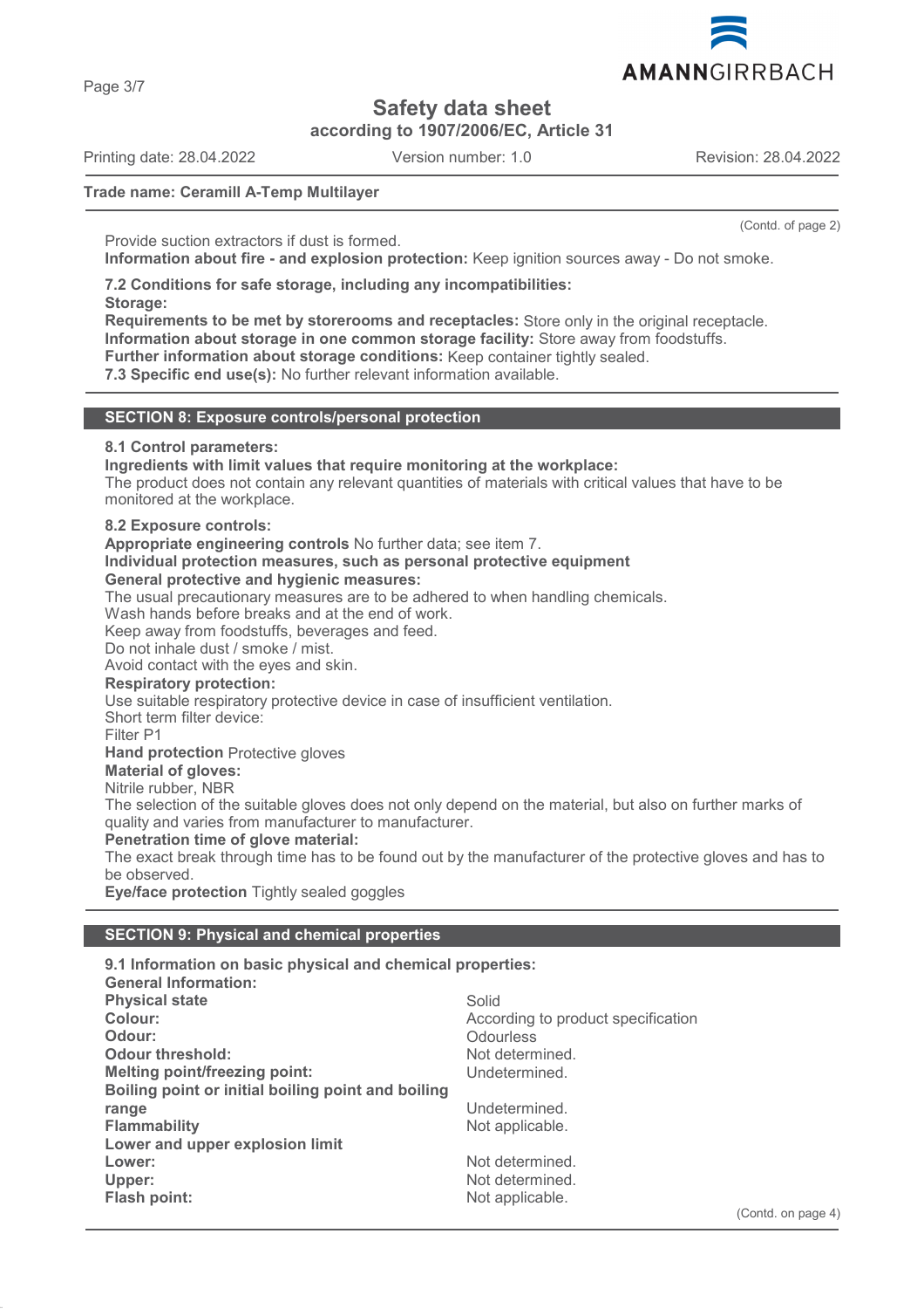Provide suction extractors if dust is formed.
**Information about fire - and explosion protection:** Keep ignition sources away - Do not smoke.

**7.2 Conditions for safe storage, including any incompatibilities:**
**Storage:**
**Requirements to be met by storerooms and receptacles:** Store only in the original receptacle.
**Information about storage in one common storage facility:** Store away from foodstuffs.
**Further information about storage conditions:** Keep container tightly sealed.
**7.3 Specific end use(s):** No further relevant information available.

## SECTION 8: Exposure controls/personal protection

**8.1 Control parameters:**
**Ingredients with limit values that require monitoring at the workplace:**
The product does not contain any relevant quantities of materials with critical values that have to be monitored at the workplace.

**8.2 Exposure controls:**
**Appropriate engineering controls** No further data; see item 7.
**Individual protection measures, such as personal protective equipment**
**General protective and hygienic measures:**
The usual precautionary measures are to be adhered to when handling chemicals.
Wash hands before breaks and at the end of work.
Keep away from foodstuffs, beverages and feed.
Do not inhale dust / smoke / mist.
Avoid contact with the eyes and skin.
**Respiratory protection:**
Use suitable respiratory protective device in case of insufficient ventilation.
Short term filter device:
Filter P1
**Hand protection** Protective gloves
**Material of gloves:**
Nitrile rubber, NBR
The selection of the suitable gloves does not only depend on the material, but also on further marks of quality and varies from manufacturer to manufacturer.
**Penetration time of glove material:**
The exact break through time has to be found out by the manufacturer of the protective gloves and has to be observed.
**Eye/face protection** Tightly sealed goggles

## SECTION 9: Physical and chemical properties

**9.1 Information on basic physical and chemical properties:**
**General Information:**

| | |
|---|---|
| **Physical state** | Solid |
| **Colour:** | According to product specification |
| **Odour:** | Odourless |
| **Odour threshold:** | Not determined. |
| **Melting point/freezing point:** | Undetermined. |
| **Boiling point or initial boiling point and boiling range** | Undetermined. |
| **Flammability** | Not applicable. |
| **Lower and upper explosion limit** | |
| **Lower:** | Not determined. |
| **Upper:** | Not determined. |
| **Flash point:** | Not applicable. |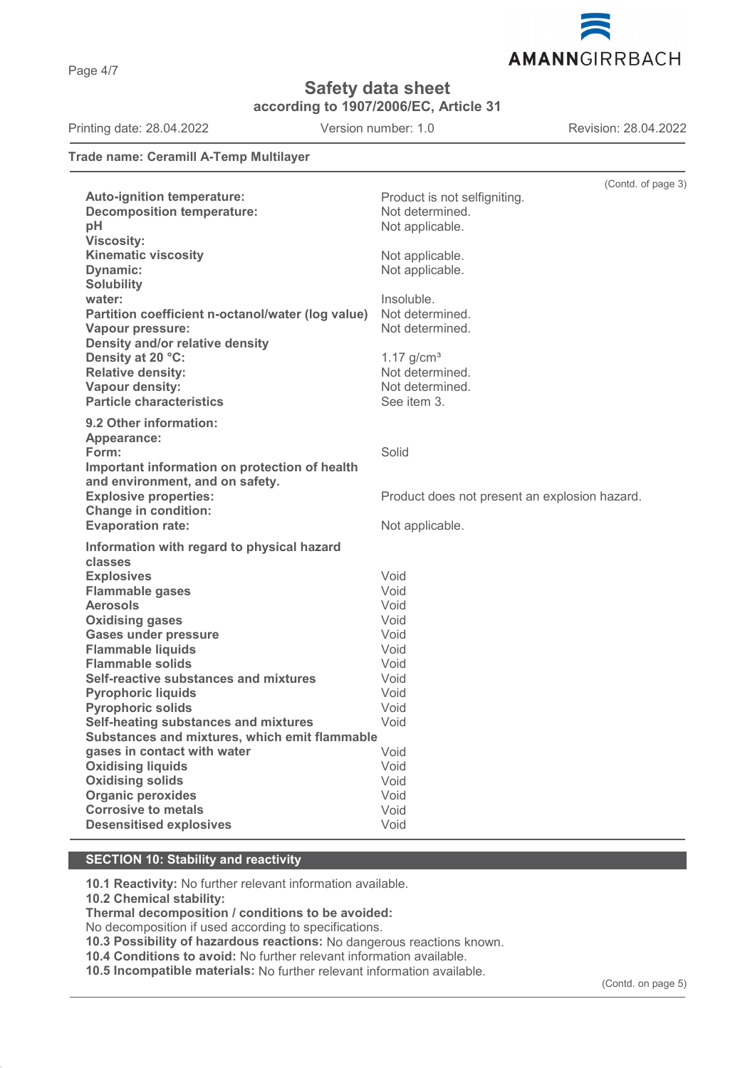**Trade name: Ceramill A-Temp Multilayer**

(Contd. of page 3)

| | |
|---|---|
| **Auto-ignition temperature:** | Product is not selfigniting. |
| **Decomposition temperature:** | Not determined. |
| **pH** | Not applicable. |
| **Viscosity:** | |
| **Kinematic viscosity** | Not applicable. |
| **Dynamic:** | Not applicable. |
| **Solubility** | |
| **water:** | Insoluble. |
| **Partition coefficient n-octanol/water (log value)** | Not determined. |
| **Vapour pressure:** | Not determined. |
| **Density and/or relative density** | |
| **Density at 20 °C:** | 1.17 g/cm³ |
| **Relative density:** | Not determined. |
| **Vapour density:** | Not determined. |
| **Particle characteristics** | See item 3. |

| | |
|---|---|
| **9.2 Other information:** | |
| **Appearance:** | |
| **Form:** | Solid |
| **Important information on protection of health and environment, and on safety.** | |
| **Explosive properties:** | Product does not present an explosion hazard. |
| **Change in condition:** | |
| **Evaporation rate:** | Not applicable. |

| | |
|---|---|
| **Information with regard to physical hazard classes** | |
| **Explosives** | Void |
| **Flammable gases** | Void |
| **Aerosols** | Void |
| **Oxidising gases** | Void |
| **Gases under pressure** | Void |
| **Flammable liquids** | Void |
| **Flammable solids** | Void |
| **Self-reactive substances and mixtures** | Void |
| **Pyrophoric liquids** | Void |
| **Pyrophoric solids** | Void |
| **Self-heating substances and mixtures** | Void |
| **Substances and mixtures, which emit flammable gases in contact with water** | Void |
| **Oxidising liquids** | Void |
| **Oxidising solids** | Void |
| **Organic peroxides** | Void |
| **Corrosive to metals** | Void |
| **Desensitised explosives** | Void |

## SECTION 10: Stability and reactivity

**10.1 Reactivity:** No further relevant information available.
**10.2 Chemical stability:**
**Thermal decomposition / conditions to be avoided:**
No decomposition if used according to specifications.
**10.3 Possibility of hazardous reactions:** No dangerous reactions known.
**10.4 Conditions to avoid:** No further relevant information available.
**10.5 Incompatible materials:** No further relevant information available.

(Contd. on page 5)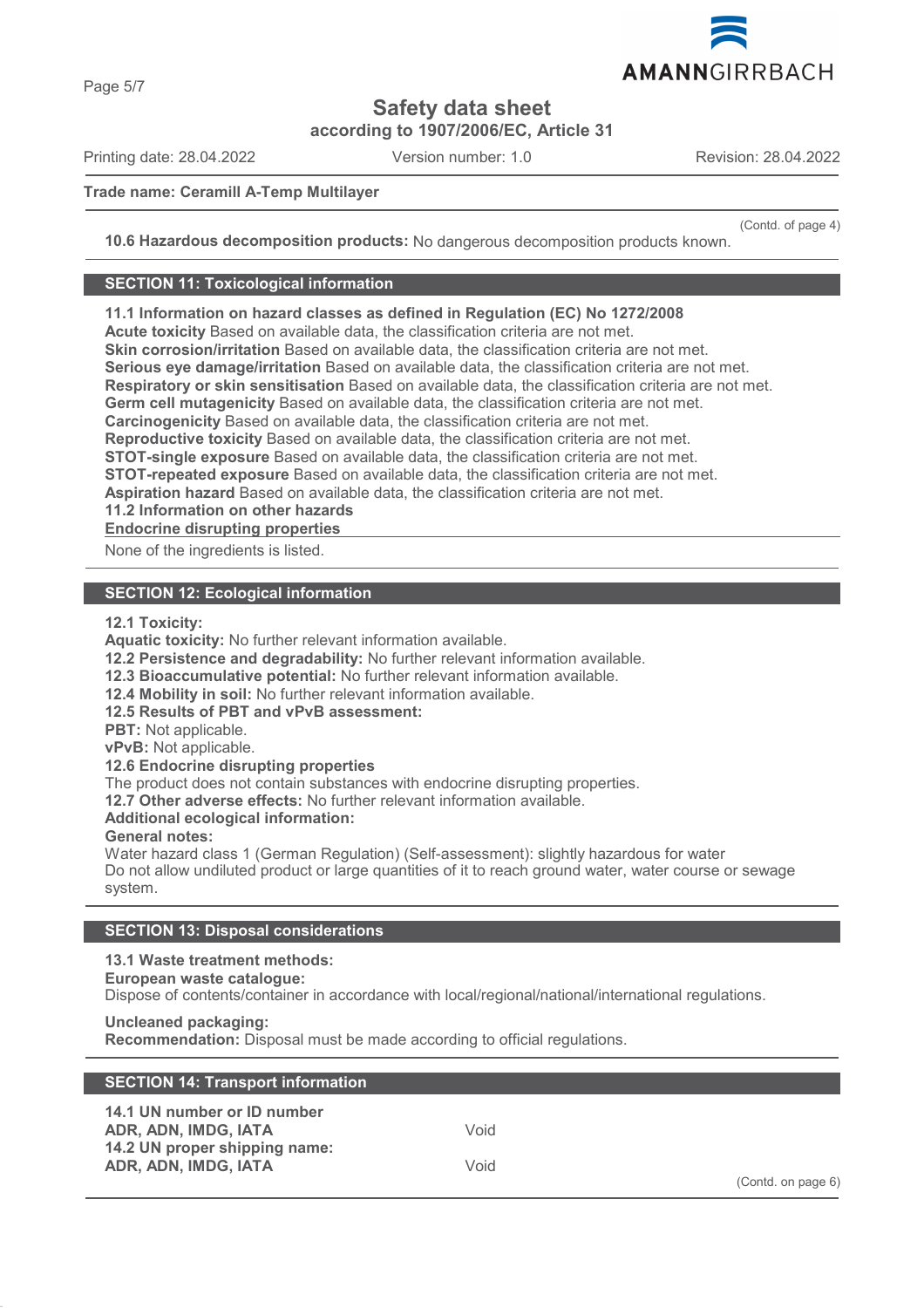Trade name: Ceramill A-Temp Multilayer

(Contd. of page 4)

**10.6 Hazardous decomposition products:** No dangerous decomposition products known.

## SECTION 11: Toxicological information

**11.1 Information on hazard classes as defined in Regulation (EC) No 1272/2008**
**Acute toxicity** Based on available data, the classification criteria are not met.
**Skin corrosion/irritation** Based on available data, the classification criteria are not met.
**Serious eye damage/irritation** Based on available data, the classification criteria are not met.
**Respiratory or skin sensitisation** Based on available data, the classification criteria are not met.
**Germ cell mutagenicity** Based on available data, the classification criteria are not met.
**Carcinogenicity** Based on available data, the classification criteria are not met.
**Reproductive toxicity** Based on available data, the classification criteria are not met.
**STOT-single exposure** Based on available data, the classification criteria are not met.
**STOT-repeated exposure** Based on available data, the classification criteria are not met.
**Aspiration hazard** Based on available data, the classification criteria are not met.
**11.2 Information on other hazards**
**Endocrine disrupting properties**

None of the ingredients is listed.

## SECTION 12: Ecological information

**12.1 Toxicity:**
**Aquatic toxicity:** No further relevant information available.
**12.2 Persistence and degradability:** No further relevant information available.
**12.3 Bioaccumulative potential:** No further relevant information available.
**12.4 Mobility in soil:** No further relevant information available.
**12.5 Results of PBT and vPvB assessment:**
**PBT:** Not applicable.
**vPvB:** Not applicable.
**12.6 Endocrine disrupting properties**
The product does not contain substances with endocrine disrupting properties.
**12.7 Other adverse effects:** No further relevant information available.
**Additional ecological information:**
**General notes:**
Water hazard class 1 (German Regulation) (Self-assessment): slightly hazardous for water
Do not allow undiluted product or large quantities of it to reach ground water, water course or sewage system.

## SECTION 13: Disposal considerations

**13.1 Waste treatment methods:**
**European waste catalogue:**
Dispose of contents/container in accordance with local/regional/national/international regulations.

**Uncleaned packaging:**
**Recommendation:** Disposal must be made according to official regulations.

## SECTION 14: Transport information

| | |
|---|---|
| **14.1 UN number or ID number** | |
| **ADR, ADN, IMDG, IATA** | Void |
| **14.2 UN proper shipping name:** | |
| **ADR, ADN, IMDG, IATA** | Void |

(Contd. on page 6)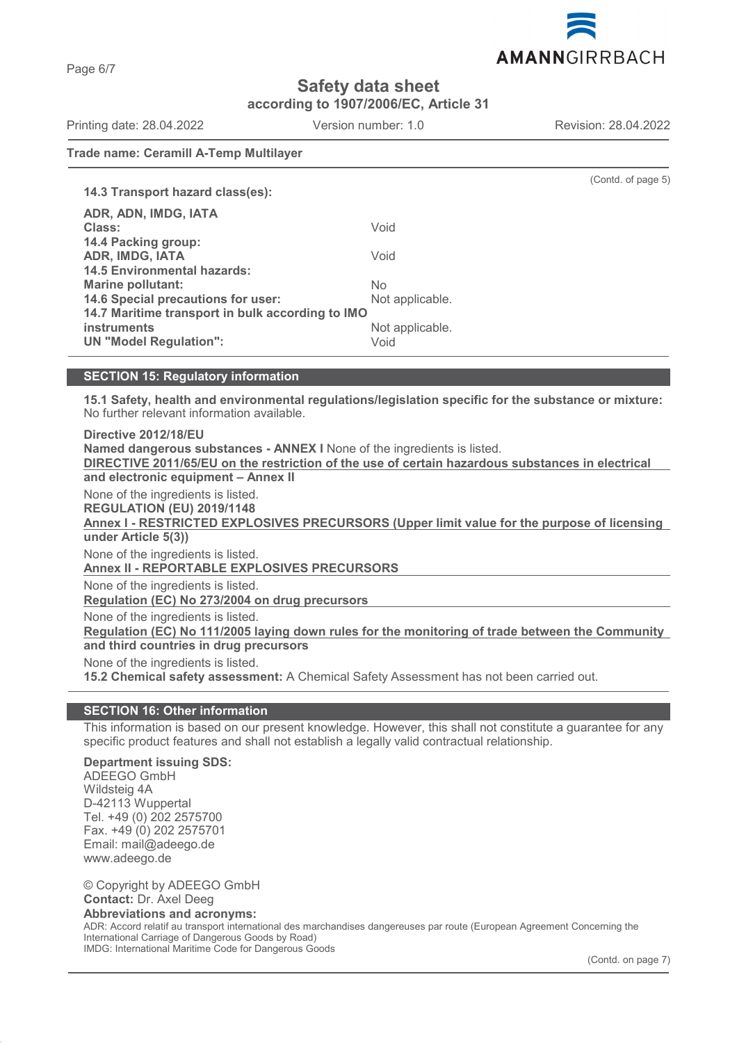**Trade name: Ceramill A-Temp Multilayer**

(Contd. of page 5)

**14.3 Transport hazard class(es):**

| | |
|---|---|
| **ADR, ADN, IMDG, IATA** | |
| **Class:** | Void |
| **14.4 Packing group:** | |
| **ADR, IMDG, IATA** | Void |
| **14.5 Environmental hazards:** | |
| **Marine pollutant:** | No |
| **14.6 Special precautions for user:** | Not applicable. |
| **14.7 Maritime transport in bulk according to IMO instruments** | Not applicable. |
| **UN "Model Regulation":** | Void |

## SECTION 15: Regulatory information

**15.1 Safety, health and environmental regulations/legislation specific for the substance or mixture:**
No further relevant information available.

**Directive 2012/18/EU**
**Named dangerous substances - ANNEX I** None of the ingredients is listed.
**DIRECTIVE 2011/65/EU on the restriction of the use of certain hazardous substances in electrical and electronic equipment – Annex II**

None of the ingredients is listed.
**REGULATION (EU) 2019/1148**
**Annex I - RESTRICTED EXPLOSIVES PRECURSORS (Upper limit value for the purpose of licensing under Article 5(3))**

None of the ingredients is listed.
**Annex II - REPORTABLE EXPLOSIVES PRECURSORS**

None of the ingredients is listed.
**Regulation (EC) No 273/2004 on drug precursors**

None of the ingredients is listed.
**Regulation (EC) No 111/2005 laying down rules for the monitoring of trade between the Community and third countries in drug precursors**

None of the ingredients is listed.
**15.2 Chemical safety assessment:** A Chemical Safety Assessment has not been carried out.

## SECTION 16: Other information

This information is based on our present knowledge. However, this shall not constitute a guarantee for any specific product features and shall not establish a legally valid contractual relationship.

**Department issuing SDS:**
ADEEGO GmbH
Wildsteig 4A
D-42113 Wuppertal
Tel. +49 (0) 202 2575700
Fax. +49 (0) 202 2575701
Email: mail@adeego.de
www.adeego.de

© Copyright by ADEEGO GmbH
**Contact:** Dr. Axel Deeg
**Abbreviations and acronyms:**
ADR: Accord relatif au transport international des marchandises dangereuses par route (European Agreement Concerning the International Carriage of Dangerous Goods by Road)
IMDG: International Maritime Code for Dangerous Goods

(Contd. on page 7)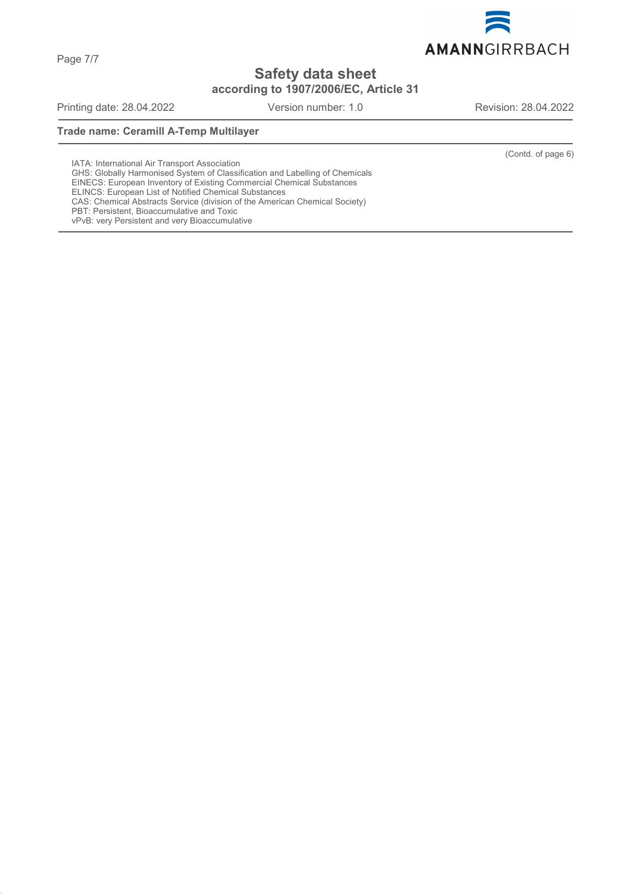(Contd. of page 6)

IATA: International Air Transport Association
GHS: Globally Harmonised System of Classification and Labelling of Chemicals
EINECS: European Inventory of Existing Commercial Chemical Substances
ELINCS: European List of Notified Chemical Substances
CAS: Chemical Abstracts Service (division of the American Chemical Society)
PBT: Persistent, Bioaccumulative and Toxic
vPvB: very Persistent and very Bioaccumulative